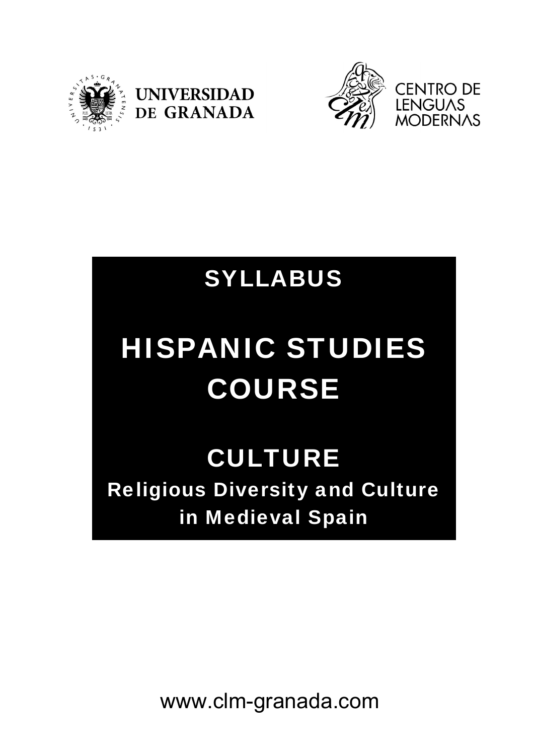UNIVERSIDAD DE GRANADA

CENTRO DE LENGUAS MODERNAS

# SYLLABUS

# HISPANIC STUDIES COURSE

## CULTURE

### Religious Diversity and Culture in Medieval Spain

www.clm-granada.com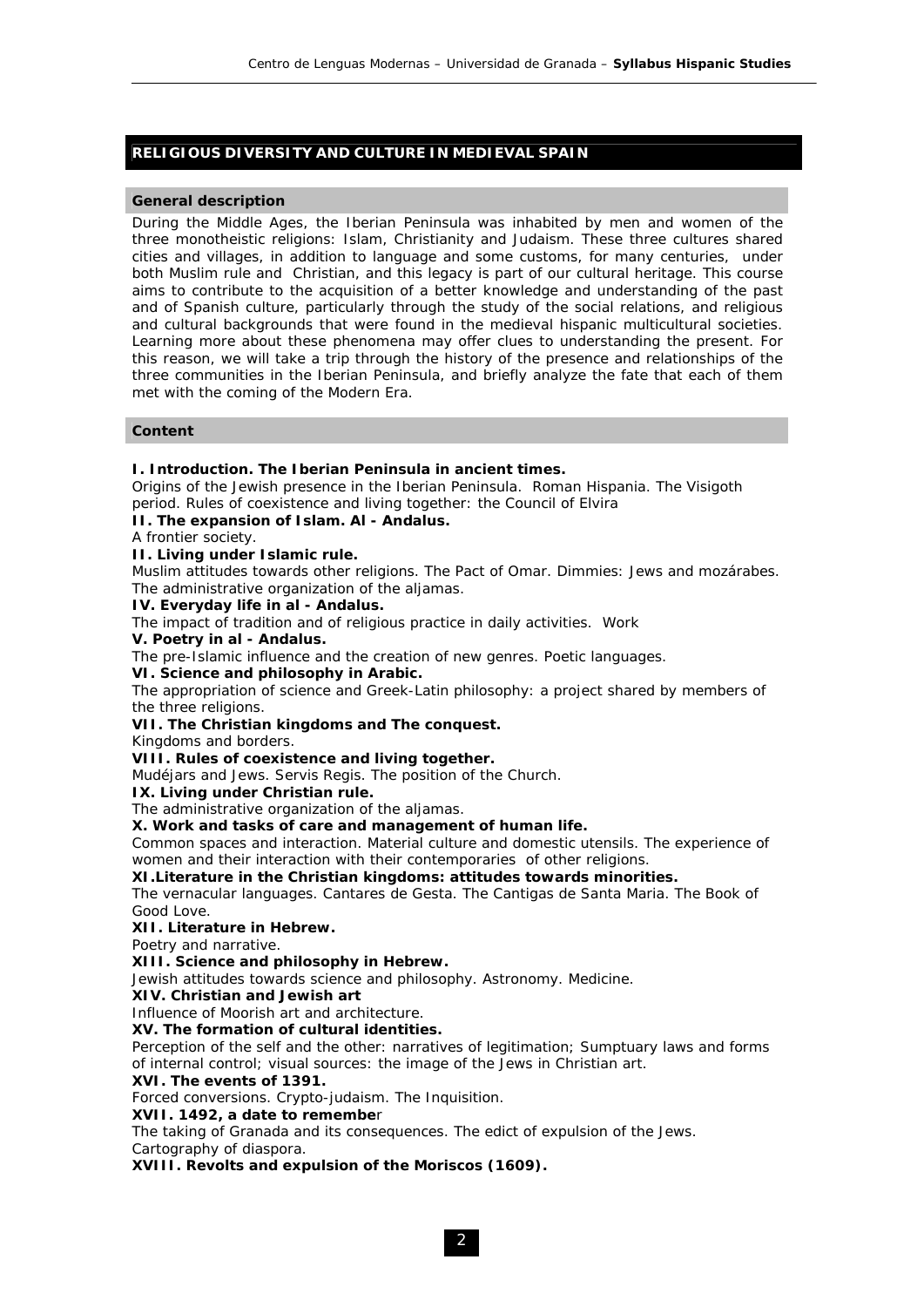## RELIGIOUS DIVERSITY AND CULTURE IN MEDIEVAL SPAIN

### General description

During the Middle Ages, the Iberian Peninsula was inhabited by men and women of the three monotheistic religions: Islam, Christianity and Judaism. These three cultures shared cities and villages, in addition to language and some customs, for many centuries, under both Muslim rule and Christian, and this legacy is part of our cultural heritage. This course aims to contribute to the acquisition of a better knowledge and understanding of the past and of Spanish culture, particularly through the study of the social relations, and religious and cultural backgrounds that were found in the medieval hispanic multicultural societies. Learning more about these phenomena may offer clues to understanding the present. For this reason, we will take a trip through the history of the presence and relationships of the three communities in the Iberian Peninsula, and briefly analyze the fate that each of them met with the coming of the Modern Era.

### Content

**I. Introduction. The Iberian Peninsula in ancient times.**
Origins of the Jewish presence in the Iberian Peninsula. Roman Hispania. The Visigoth period. Rules of coexistence and living together: the Council of Elvira

**II. The expansion of Islam. Al - Andalus.**
A frontier society.

**II. Living under Islamic rule.**
Muslim attitudes towards other religions. The Pact of Omar. Dimmies: Jews and mozárabes. The administrative organization of the aljamas.

**IV. Everyday life in al - Andalus.**
The impact of tradition and of religious practice in daily activities. Work

**V. Poetry in al - Andalus.**
The pre-Islamic influence and the creation of new genres. Poetic languages.

**VI. Science and philosophy in Arabic.**
The appropriation of science and Greek-Latin philosophy: a project shared by members of the three religions.

**VII. The Christian kingdoms and The conquest.**
Kingdoms and borders.

**VIII. Rules of coexistence and living together.**
Mudéjars and Jews. Servis Regis. The position of the Church.

**IX. Living under Christian rule.**
The administrative organization of the aljamas.

**X. Work and tasks of care and management of human life.**
Common spaces and interaction. Material culture and domestic utensils. The experience of women and their interaction with their contemporaries of other religions.

**XI.Literature in the Christian kingdoms: attitudes towards minorities.**
The vernacular languages. Cantares de Gesta. The Cantigas de Santa Maria. The Book of Good Love.

**XII. Literature in Hebrew.**
Poetry and narrative.

**XIII. Science and philosophy in Hebrew.**
Jewish attitudes towards science and philosophy. Astronomy. Medicine.

**XIV. Christian and Jewish art**
Influence of Moorish art and architecture.

**XV. The formation of cultural identities.**
Perception of the self and the other: narratives of legitimation; Sumptuary laws and forms of internal control; visual sources: the image of the Jews in Christian art.

**XVI. The events of 1391.**
Forced conversions. Crypto-judaism. The Inquisition.

**XVII. 1492, a date to remember**
The taking of Granada and its consequences. The edict of expulsion of the Jews. Cartography of diaspora.

**XVIII. Revolts and expulsion of the Moriscos (1609).**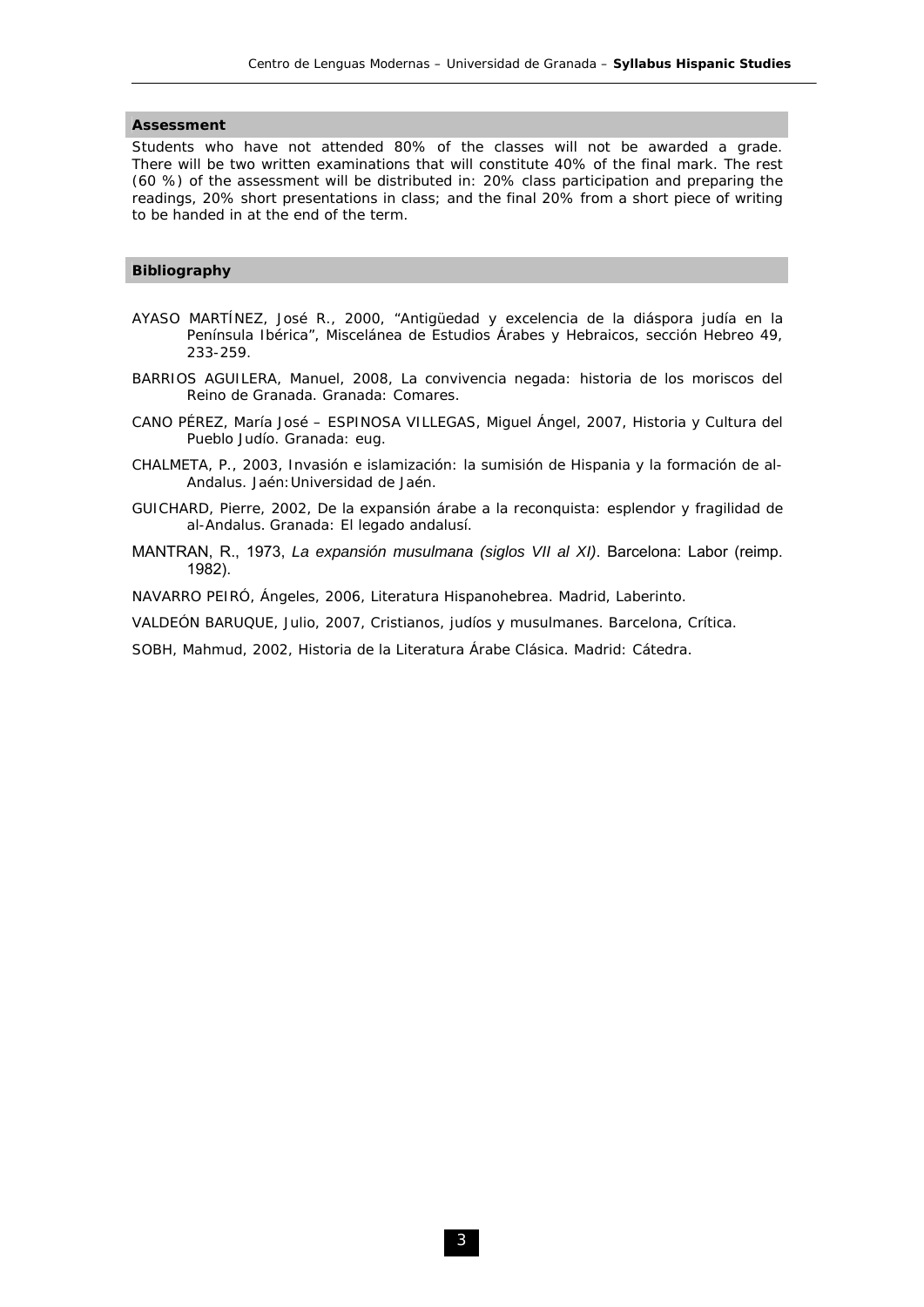## Assessment

Students who have not attended 80% of the classes will not be awarded a grade. There will be two written examinations that will constitute 40% of the final mark. The rest (60 %) of the assessment will be distributed in: 20% class participation and preparing the readings, 20% short presentations in class; and the final 20% from a short piece of writing to be handed in at the end of the term.

## Bibliography

AYASO MARTÍNEZ, José R., 2000, “Antigüedad y excelencia de la diáspora judía en la Península Ibérica”, Miscelánea de Estudios Árabes y Hebraicos, sección Hebreo 49, 233-259.

BARRIOS AGUILERA, Manuel, 2008, La convivencia negada: historia de los moriscos del Reino de Granada. Granada: Comares.

CANO PÉREZ, María José – ESPINOSA VILLEGAS, Miguel Ángel, 2007, Historia y Cultura del Pueblo Judío. Granada: eug.

CHALMETA, P., 2003, Invasión e islamización: la sumisión de Hispania y la formación de al-Andalus. Jaén: Universidad de Jaén.

GUICHARD, Pierre, 2002, De la expansión árabe a la reconquista: esplendor y fragilidad de al-Andalus. Granada: El legado andalusí.

MANTRAN, R., 1973, *La expansión musulmana (siglos VII al XI)*. Barcelona: Labor (reimp. 1982).

NAVARRO PEIRÓ, Ángeles, 2006, Literatura Hispanohebrea. Madrid, Laberinto.

VALDEÓN BARUQUE, Julio, 2007, Cristianos, judíos y musulmanes. Barcelona, Crítica.

SOBH, Mahmud, 2002, Historia de la Literatura Árabe Clásica. Madrid: Cátedra.